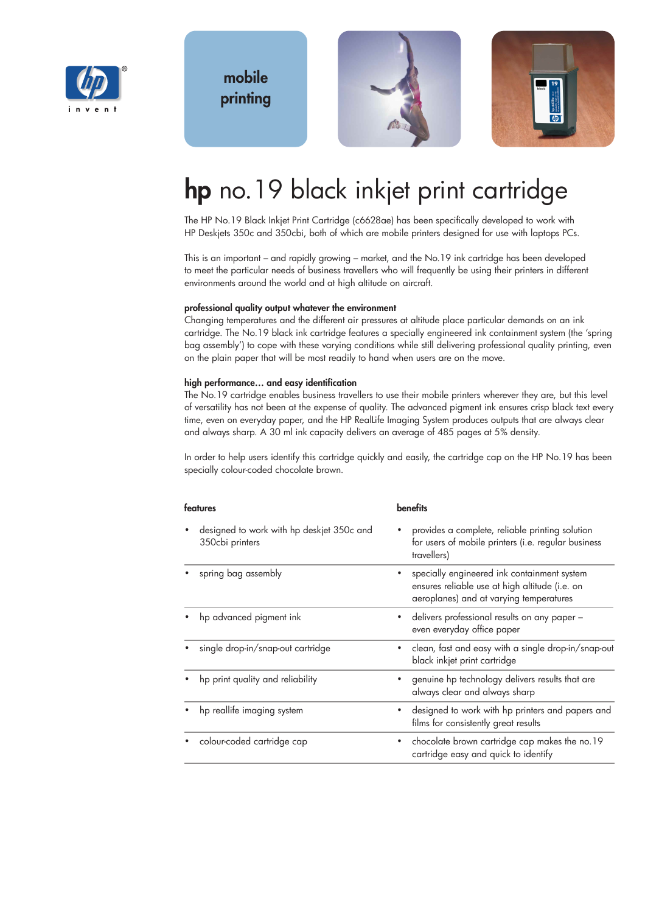mobile printing

# hp no.19 black inkjet print cartridge

The HP No.19 Black Inkjet Print Cartridge (c6628ae) has been specifically developed to work with HP Deskjets 350c and 350cbi, both of which are mobile printers designed for use with laptops PCs.

This is an important – and rapidly growing – market, and the No.19 ink cartridge has been developed to meet the particular needs of business travellers who will frequently be using their printers in different environments around the world and at high altitude on aircraft.

### professional quality output whatever the environment

Changing temperatures and the different air pressures at altitude place particular demands on an ink cartridge. The No.19 black ink cartridge features a specially engineered ink containment system (the 'spring bag assembly') to cope with these varying conditions while still delivering professional quality printing, even on the plain paper that will be most readily to hand when users are on the move.

### high performance… and easy identification

The No.19 cartridge enables business travellers to use their mobile printers wherever they are, but this level of versatility has not been at the expense of quality. The advanced pigment ink ensures crisp black text every time, even on everyday paper, and the HP RealLife Imaging System produces outputs that are always clear and always sharp. A 30 ml ink capacity delivers an average of 485 pages at 5% density.

In order to help users identify this cartridge quickly and easily, the cartridge cap on the HP No.19 has been specially colour-coded chocolate brown.

| features | benefits |
|---|---|
| • designed to work with hp deskjet 350c and 350cbi printers | • provides a complete, reliable printing solution for users of mobile printers (i.e. regular business travellers) |
| • spring bag assembly | • specially engineered ink containment system ensures reliable use at high altitude (i.e. on aeroplanes) and at varying temperatures |
| • hp advanced pigment ink | • delivers professional results on any paper – even everyday office paper |
| • single drop-in/snap-out cartridge | • clean, fast and easy with a single drop-in/snap-out black inkjet print cartridge |
| • hp print quality and reliability | • genuine hp technology delivers results that are always clear and always sharp |
| • hp reallife imaging system | • designed to work with hp printers and papers and films for consistently great results |
| • colour-coded cartridge cap | • chocolate brown cartridge cap makes the no.19 cartridge easy and quick to identify |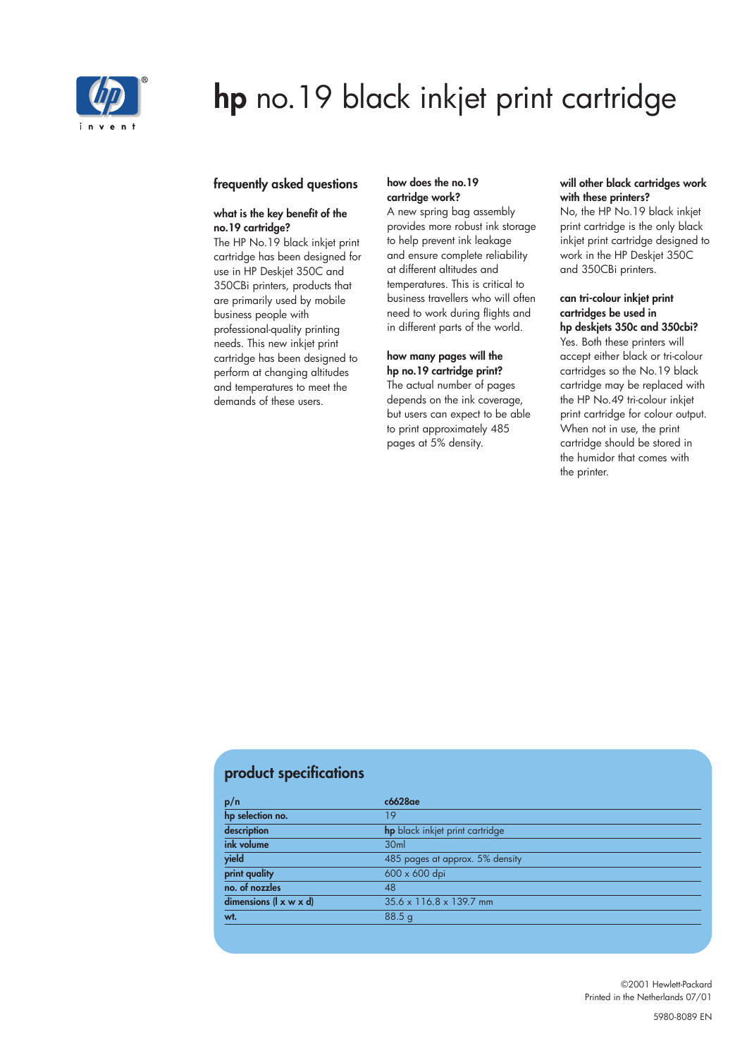# hp no.19 black inkjet print cartridge

## frequently asked questions

### what is the key benefit of the no.19 cartridge?

The HP No.19 black inkjet print cartridge has been designed for use in HP Deskjet 350C and 350CBi printers, products that are primarily used by mobile business people with professional-quality printing needs. This new inkjet print cartridge has been designed to perform at changing altitudes and temperatures to meet the demands of these users.

### how does the no.19 cartridge work?

A new spring bag assembly provides more robust ink storage to help prevent ink leakage and ensure complete reliability at different altitudes and temperatures. This is critical to business travellers who will often need to work during flights and in different parts of the world.

### how many pages will the hp no.19 cartridge print?

The actual number of pages depends on the ink coverage, but users can expect to be able to print approximately 485 pages at 5% density.

### will other black cartridges work with these printers?

No, the HP No.19 black inkjet print cartridge is the only black inkjet print cartridge designed to work in the HP Deskjet 350C and 350CBi printers.

### can tri-colour inkjet print cartridges be used in hp deskjets 350c and 350cbi?

Yes. Both these printers will accept either black or tri-colour cartridges so the No.19 black cartridge may be replaced with the HP No.49 tri-colour inkjet print cartridge for colour output. When not in use, the print cartridge should be stored in the humidor that comes with the printer.

## product specifications

| | |
|---|---|
| **p/n** | **c6628ae** |
| **hp selection no.** | 19 |
| **description** | **hp** black inkjet print cartridge |
| **ink volume** | 30ml |
| **yield** | 485 pages at approx. 5% density |
| **print quality** | 600 x 600 dpi |
| **no. of nozzles** | 48 |
| **dimensions (l x w x d)** | 35.6 x 116.8 x 139.7 mm |
| **wt.** | 88.5 g |

©2001 Hewlett-Packard
Printed in the Netherlands 07/01

5980-8089 EN